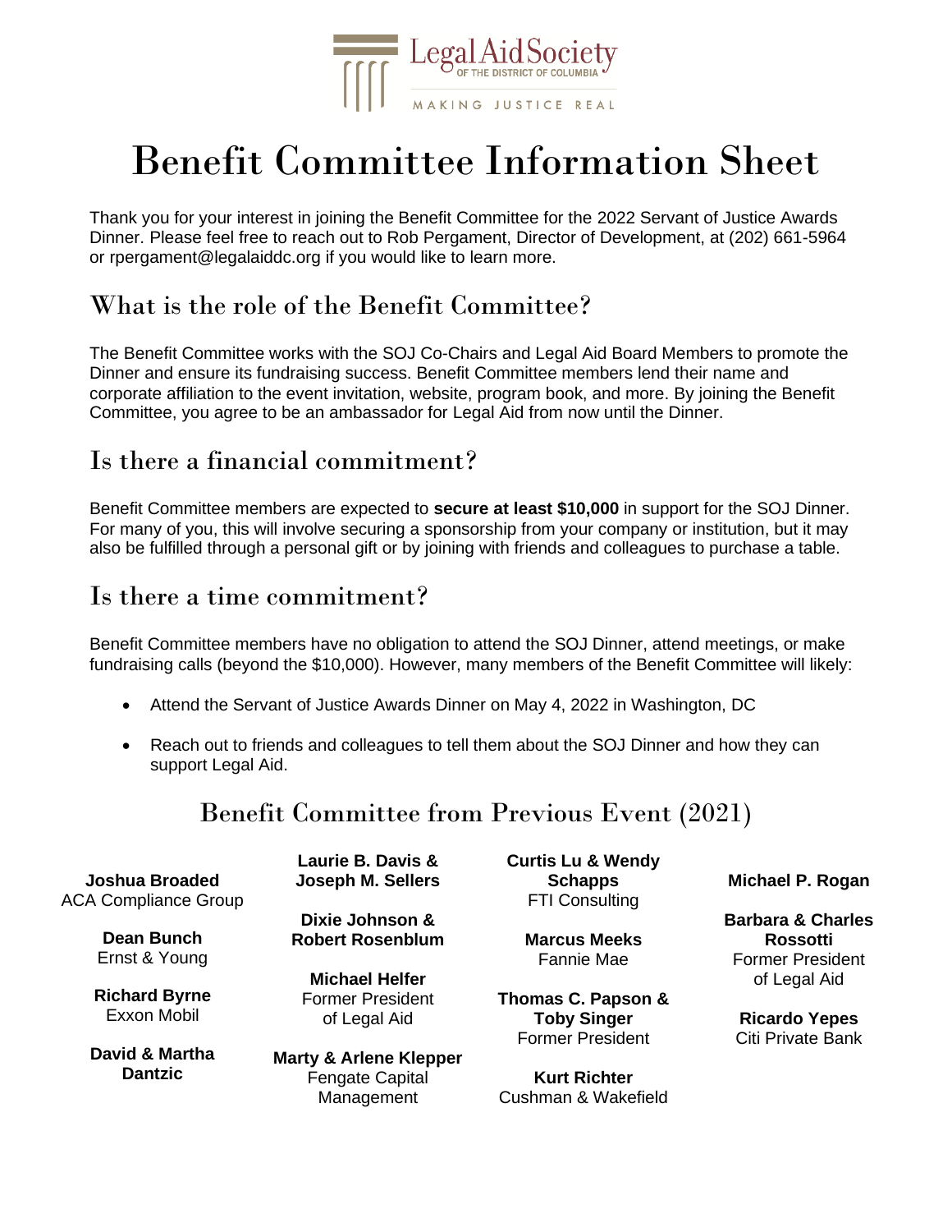Legal Aid Society
OF THE DISTRICT OF COLUMBIA
MAKING JUSTICE REAL

# Benefit Committee Information Sheet

Thank you for your interest in joining the Benefit Committee for the 2022 Servant of Justice Awards Dinner. Please feel free to reach out to Rob Pergament, Director of Development, at (202) 661-5964 or rpergament@legalaiddc.org if you would like to learn more.

## What is the role of the Benefit Committee?

The Benefit Committee works with the SOJ Co-Chairs and Legal Aid Board Members to promote the Dinner and ensure its fundraising success. Benefit Committee members lend their name and corporate affiliation to the event invitation, website, program book, and more. By joining the Benefit Committee, you agree to be an ambassador for Legal Aid from now until the Dinner.

## Is there a financial commitment?

Benefit Committee members are expected to **secure at least $10,000** in support for the SOJ Dinner. For many of you, this will involve securing a sponsorship from your company or institution, but it may also be fulfilled through a personal gift or by joining with friends and colleagues to purchase a table.

## Is there a time commitment?

Benefit Committee members have no obligation to attend the SOJ Dinner, attend meetings, or make fundraising calls (beyond the $10,000). However, many members of the Benefit Committee will likely:

- Attend the Servant of Justice Awards Dinner on May 4, 2022 in Washington, DC
- Reach out to friends and colleagues to tell them about the SOJ Dinner and how they can support Legal Aid.

## Benefit Committee from Previous Event (2021)

**Joshua Broaded**
ACA Compliance Group

**Dean Bunch**
Ernst & Young

**Richard Byrne**
Exxon Mobil

**David & Martha Dantzic**

**Laurie B. Davis & Joseph M. Sellers**

**Dixie Johnson & Robert Rosenblum**

**Michael Helfer**
Former President of Legal Aid

**Marty & Arlene Klepper**
Fengate Capital Management

**Curtis Lu & Wendy Schapps**
FTI Consulting

**Marcus Meeks**
Fannie Mae

**Thomas C. Papson & Toby Singer**
Former President

**Kurt Richter**
Cushman & Wakefield

**Michael P. Rogan**

**Barbara & Charles Rossotti**
Former President of Legal Aid

**Ricardo Yepes**
Citi Private Bank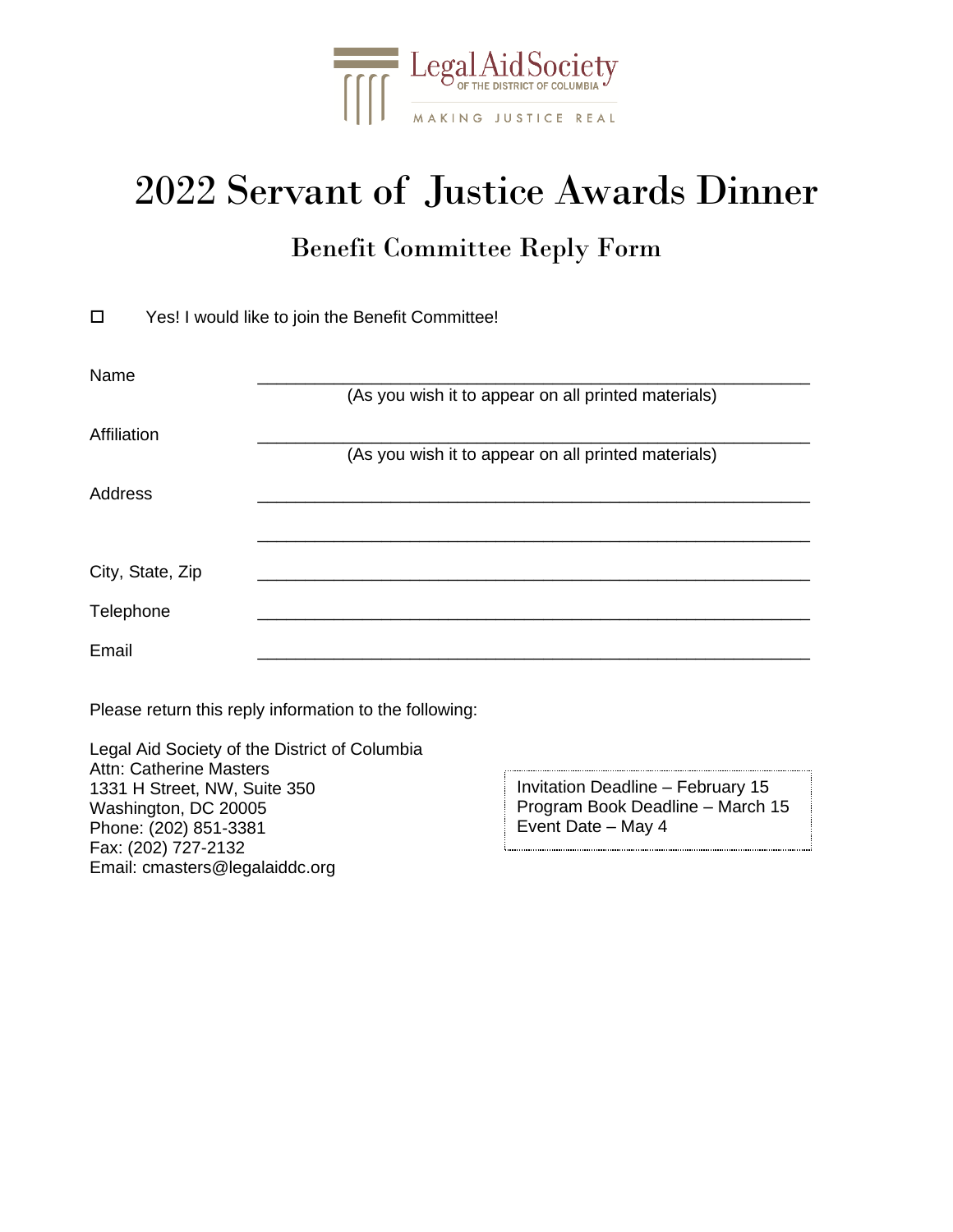Legal Aid Society

OF THE DISTRICT OF COLUMBIA

MAKING JUSTICE REAL

# 2022 Servant of Justice Awards Dinner

## Benefit Committee Reply Form

☐ Yes! I would like to join the Benefit Committee!

Name ____________________________________________
(As you wish it to appear on all printed materials)

Affiliation ____________________________________________
(As you wish it to appear on all printed materials)

Address ____________________________________________

____________________________________________

City, State, Zip ____________________________________________

Telephone ____________________________________________

Email ____________________________________________

Please return this reply information to the following:

Legal Aid Society of the District of Columbia
Attn: Catherine Masters
1331 H Street, NW, Suite 350
Washington, DC 20005
Phone: (202) 851-3381
Fax: (202) 727-2132
Email: cmasters@legalaiddc.org

Invitation Deadline – February 15
Program Book Deadline – March 15
Event Date – May 4